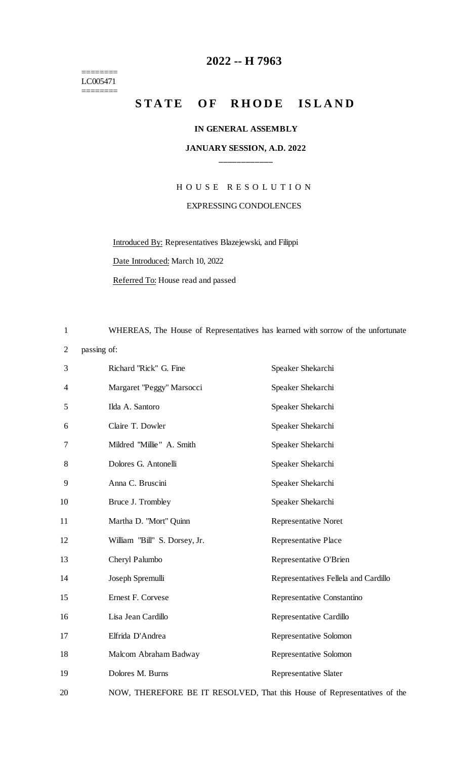# 2022 -- H 7963

========
LC005471
========

# STATE OF RHODE ISLAND

**IN GENERAL ASSEMBLY**

**JANUARY SESSION, A.D. 2022**

____________

HOUSE RESOLUTION

EXPRESSING CONDOLENCES

Introduced By: Representatives Blazejewski, and Filippi

Date Introduced: March 10, 2022

Referred To: House read and passed

1 WHEREAS, The House of Representatives has learned with sorrow of the unfortunate
2 passing of:

| | | |
|---|---|---|
| 3 | Richard "Rick" G. Fine | Speaker Shekarchi |
| 4 | Margaret "Peggy" Marsocci | Speaker Shekarchi |
| 5 | Ilda A. Santoro | Speaker Shekarchi |
| 6 | Claire T. Dowler | Speaker Shekarchi |
| 7 | Mildred "Millie" A. Smith | Speaker Shekarchi |
| 8 | Dolores G. Antonelli | Speaker Shekarchi |
| 9 | Anna C. Bruscini | Speaker Shekarchi |
| 10 | Bruce J. Trombley | Speaker Shekarchi |
| 11 | Martha D. "Mort" Quinn | Representative Noret |
| 12 | William "Bill" S. Dorsey, Jr. | Representative Place |
| 13 | Cheryl Palumbo | Representative O'Brien |
| 14 | Joseph Spremulli | Representatives Fellela and Cardillo |
| 15 | Ernest F. Corvese | Representative Constantino |
| 16 | Lisa Jean Cardillo | Representative Cardillo |
| 17 | Elfrida D'Andrea | Representative Solomon |
| 18 | Malcom Abraham Badway | Representative Solomon |
| 19 | Dolores M. Burns | Representative Slater |

20 NOW, THEREFORE BE IT RESOLVED, That this House of Representatives of the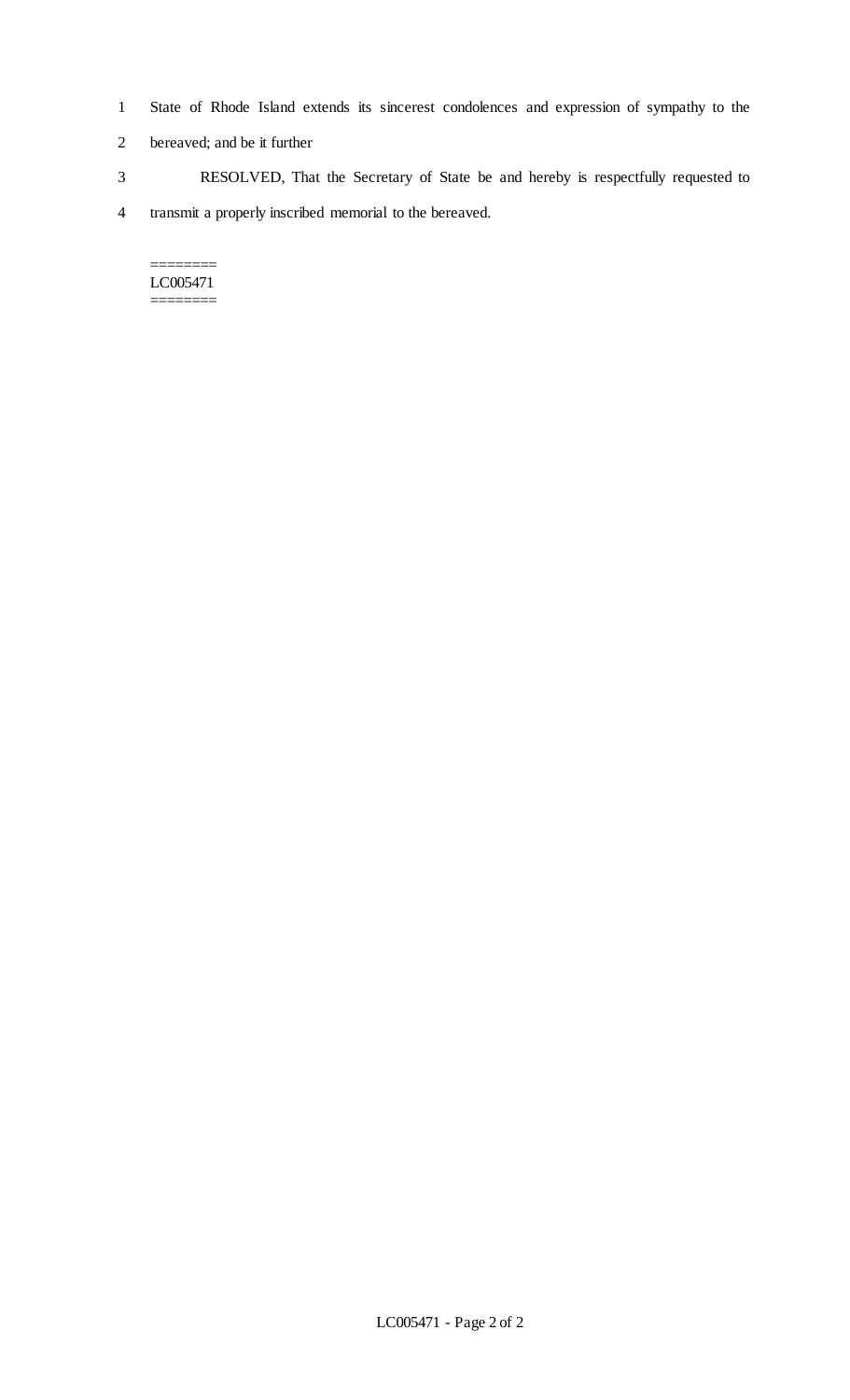State of Rhode Island extends its sincerest condolences and expression of sympathy to the bereaved; and be it further

RESOLVED, That the Secretary of State be and hereby is respectfully requested to transmit a properly inscribed memorial to the bereaved.

========
LC005471
========